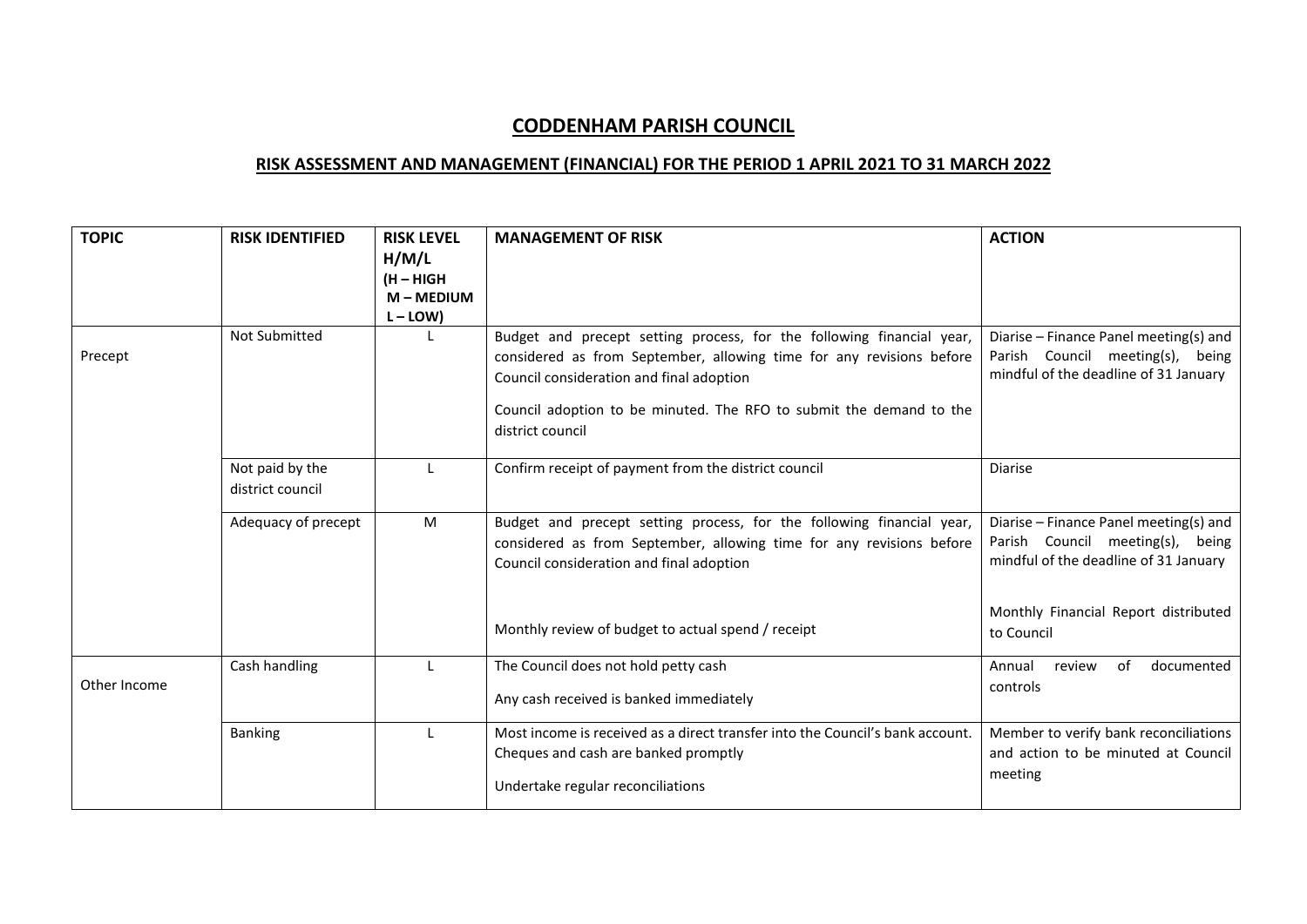# CODDENHAM PARISH COUNCIL

## RISK ASSESSMENT AND MANAGEMENT (FINANCIAL) FOR THE PERIOD 1 APRIL 2021 TO 31 MARCH 2022

| TOPIC | RISK IDENTIFIED | RISK LEVEL H/M/L (H – HIGH M – MEDIUM L – LOW) | MANAGEMENT OF RISK | ACTION |
|---|---|---|---|---|
| Precept | Not Submitted | L | Budget and precept setting process, for the following financial year, considered as from September, allowing time for any revisions before Council consideration and final adoption<br><br>Council adoption to be minuted. The RFO to submit the demand to the district council | Diarise – Finance Panel meeting(s) and Parish Council meeting(s), being mindful of the deadline of 31 January |
| | Not paid by the district council | L | Confirm receipt of payment from the district council | Diarise |
| | Adequacy of precept | M | Budget and precept setting process, for the following financial year, considered as from September, allowing time for any revisions before Council consideration and final adoption<br><br>Monthly review of budget to actual spend / receipt | Diarise – Finance Panel meeting(s) and Parish Council meeting(s), being mindful of the deadline of 31 January<br><br>Monthly Financial Report distributed to Council |
| Other Income | Cash handling | L | The Council does not hold petty cash<br><br>Any cash received is banked immediately | Annual review of documented controls |
| | Banking | L | Most income is received as a direct transfer into the Council's bank account. Cheques and cash are banked promptly<br><br>Undertake regular reconciliations | Member to verify bank reconciliations and action to be minuted at Council meeting |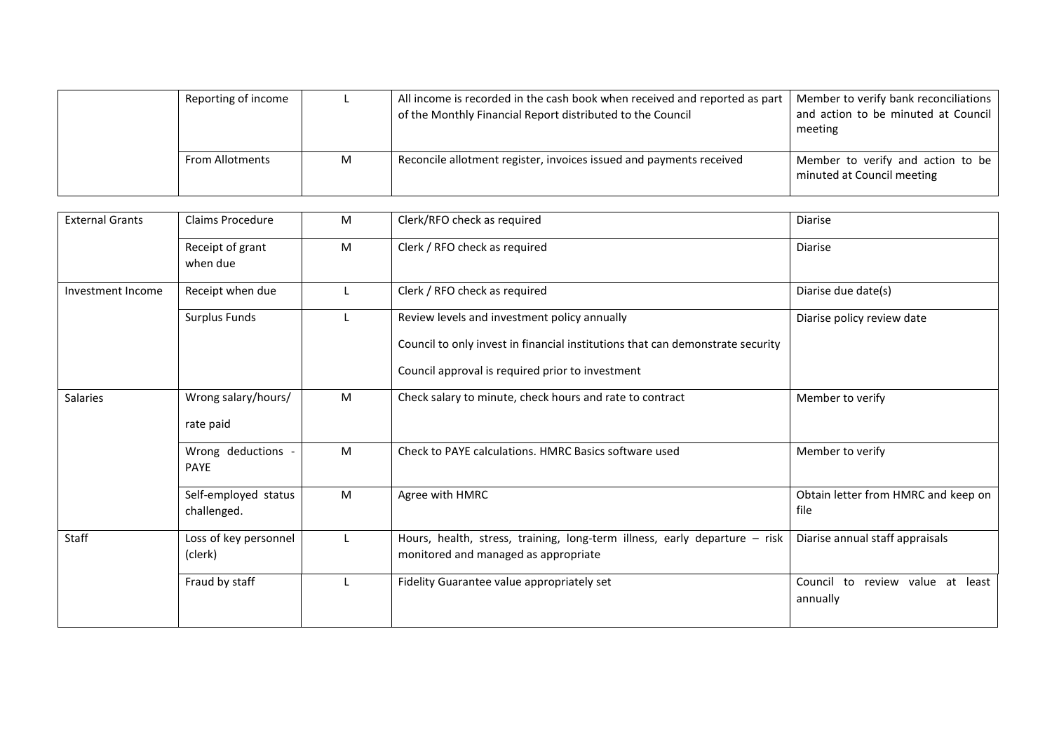| | | | | |
|---|---|---|---|---|
| | Reporting of income | L | All income is recorded in the cash book when received and reported as part of the Monthly Financial Report distributed to the Council | Member to verify bank reconciliations and action to be minuted at Council meeting |
| | From Allotments | M | Reconcile allotment register, invoices issued and payments received | Member to verify and action to be minuted at Council meeting |

| | | | | |
|---|---|---|---|---|
| External Grants | Claims Procedure | M | Clerk/RFO check as required | Diarise |
| | Receipt of grant when due | M | Clerk / RFO check as required | Diarise |
| Investment Income | Receipt when due | L | Clerk / RFO check as required | Diarise due date(s) |
| | Surplus Funds | L | Review levels and investment policy annually<br><br>Council to only invest in financial institutions that can demonstrate security<br><br>Council approval is required prior to investment | Diarise policy review date |
| Salaries | Wrong salary/hours/ rate paid | M | Check salary to minute, check hours and rate to contract | Member to verify |
| | Wrong deductions - PAYE | M | Check to PAYE calculations. HMRC Basics software used | Member to verify |
| | Self-employed status challenged. | M | Agree with HMRC | Obtain letter from HMRC and keep on file |
| Staff | Loss of key personnel (clerk) | L | Hours, health, stress, training, long-term illness, early departure – risk monitored and managed as appropriate | Diarise annual staff appraisals |
| | Fraud by staff | L | Fidelity Guarantee value appropriately set | Council to review value at least annually |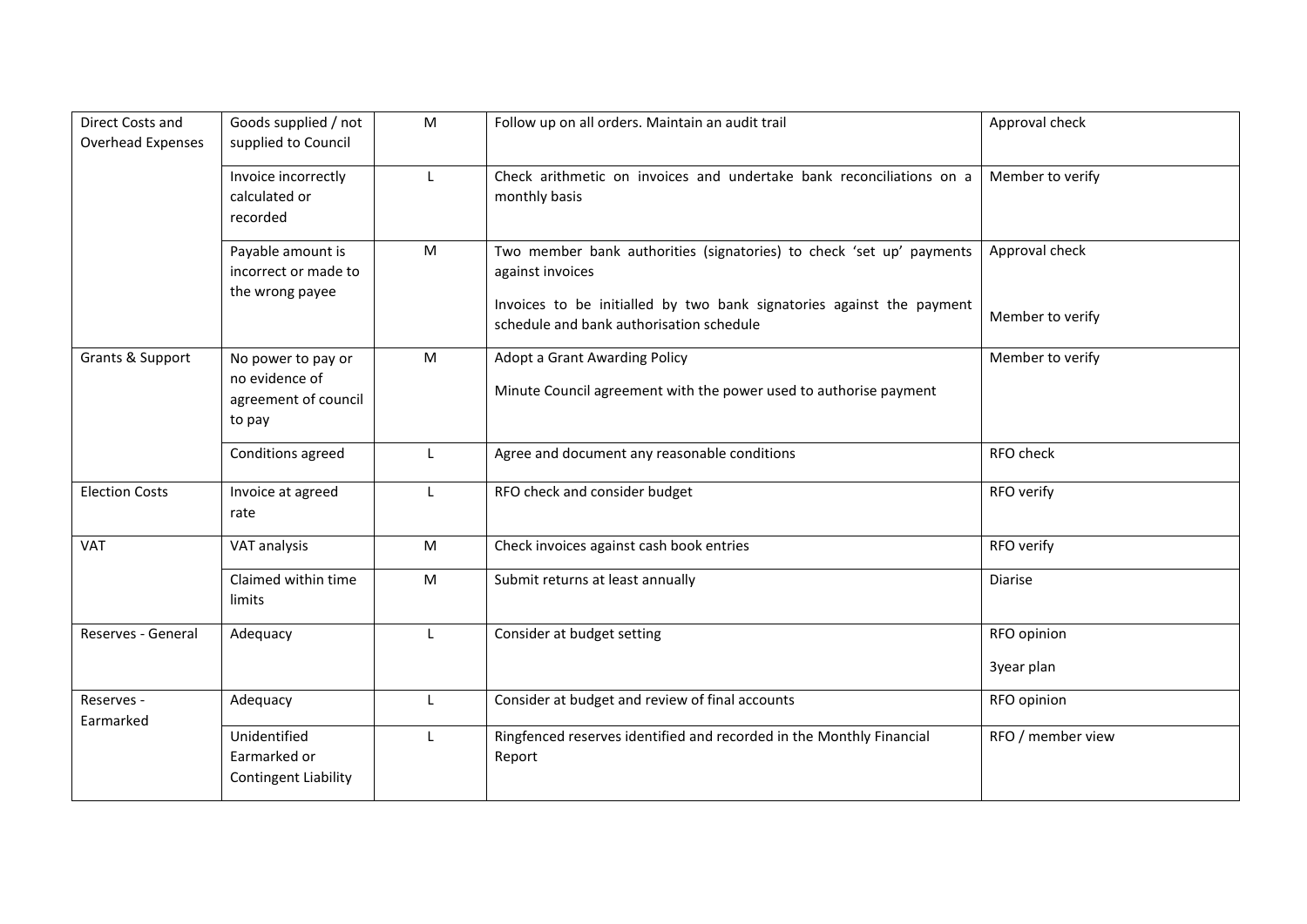| Direct Costs and Overhead Expenses | Goods supplied / not supplied to Council | M | Follow up on all orders. Maintain an audit trail | Approval check |
|---|---|---|---|---|
| | Invoice incorrectly calculated or recorded | L | Check arithmetic on invoices and undertake bank reconciliations on a monthly basis | Member to verify |
| | Payable amount is incorrect or made to the wrong payee | M | Two member bank authorities (signatories) to check 'set up' payments against invoices<br><br>Invoices to be initialled by two bank signatories against the payment schedule and bank authorisation schedule | Approval check<br><br>Member to verify |
| Grants & Support | No power to pay or no evidence of agreement of council to pay | M | Adopt a Grant Awarding Policy<br><br>Minute Council agreement with the power used to authorise payment | Member to verify |
| | Conditions agreed | L | Agree and document any reasonable conditions | RFO check |
| Election Costs | Invoice at agreed rate | L | RFO check and consider budget | RFO verify |
| VAT | VAT analysis | M | Check invoices against cash book entries | RFO verify |
| | Claimed within time limits | M | Submit returns at least annually | Diarise |
| Reserves - General | Adequacy | L | Consider at budget setting | RFO opinion<br><br>3year plan |
| Reserves - Earmarked | Adequacy | L | Consider at budget and review of final accounts | RFO opinion |
| | Unidentified Earmarked or Contingent Liability | L | Ringfenced reserves identified and recorded in the Monthly Financial Report | RFO / member view |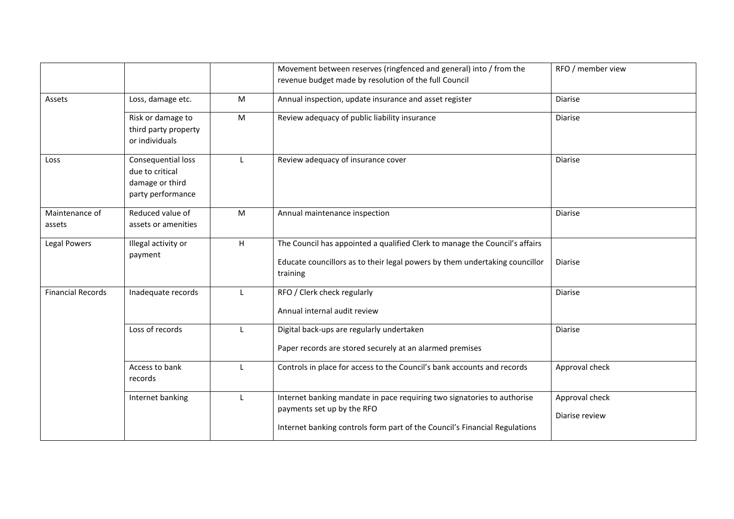| | | | | |
|---|---|---|---|---|
| | | | Movement between reserves (ringfenced and general) into / from the revenue budget made by resolution of the full Council | RFO / member view |
| Assets | Loss, damage etc. | M | Annual inspection, update insurance and asset register | Diarise |
| | Risk or damage to third party property or individuals | M | Review adequacy of public liability insurance | Diarise |
| Loss | Consequential loss due to critical damage or third party performance | L | Review adequacy of insurance cover | Diarise |
| Maintenance of assets | Reduced value of assets or amenities | M | Annual maintenance inspection | Diarise |
| Legal Powers | Illegal activity or payment | H | The Council has appointed a qualified Clerk to manage the Council's affairs<br><br>Educate councillors as to their legal powers by them undertaking councillor training | Diarise |
| Financial Records | Inadequate records | L | RFO / Clerk check regularly<br><br>Annual internal audit review | Diarise |
| | Loss of records | L | Digital back-ups are regularly undertaken<br><br>Paper records are stored securely at an alarmed premises | Diarise |
| | Access to bank records | L | Controls in place for access to the Council's bank accounts and records | Approval check |
| | Internet banking | L | Internet banking mandate in pace requiring two signatories to authorise payments set up by the RFO<br><br>Internet banking controls form part of the Council's Financial Regulations | Approval check<br><br>Diarise review |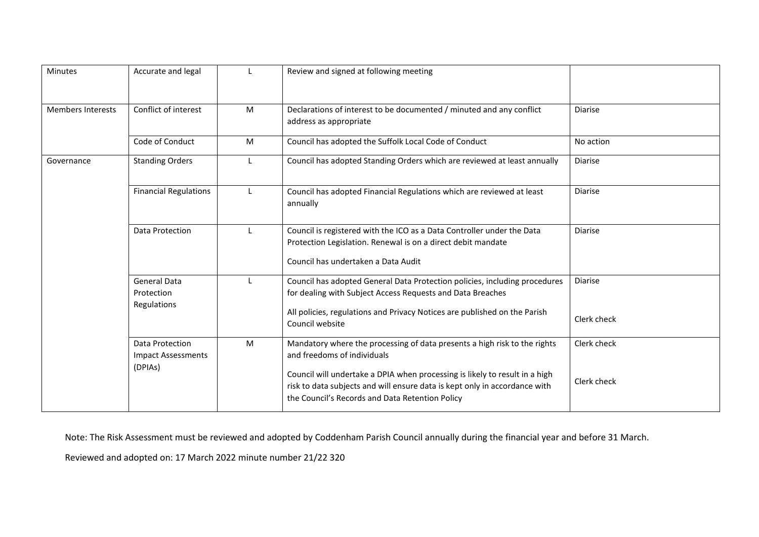| | | | | |
|---|---|---|---|---|
| Minutes | Accurate and legal | L | Review and signed at following meeting | |
| Members Interests | Conflict of interest | M | Declarations of interest to be documented / minuted and any conflict address as appropriate | Diarise |
| | Code of Conduct | M | Council has adopted the Suffolk Local Code of Conduct | No action |
| Governance | Standing Orders | L | Council has adopted Standing Orders which are reviewed at least annually | Diarise |
| | Financial Regulations | L | Council has adopted Financial Regulations which are reviewed at least annually | Diarise |
| | Data Protection | L | Council is registered with the ICO as a Data Controller under the Data Protection Legislation. Renewal is on a direct debit mandate<br><br>Council has undertaken a Data Audit | Diarise |
| | General Data Protection Regulations | L | Council has adopted General Data Protection policies, including procedures for dealing with Subject Access Requests and Data Breaches<br><br>All policies, regulations and Privacy Notices are published on the Parish Council website | Diarise<br><br>Clerk check |
| | Data Protection Impact Assessments (DPIAs) | M | Mandatory where the processing of data presents a high risk to the rights and freedoms of individuals<br><br>Council will undertake a DPIA when processing is likely to result in a high risk to data subjects and will ensure data is kept only in accordance with the Council's Records and Data Retention Policy | Clerk check<br><br>Clerk check |

Note: The Risk Assessment must be reviewed and adopted by Coddenham Parish Council annually during the financial year and before 31 March.

Reviewed and adopted on: 17 March 2022 minute number 21/22 320